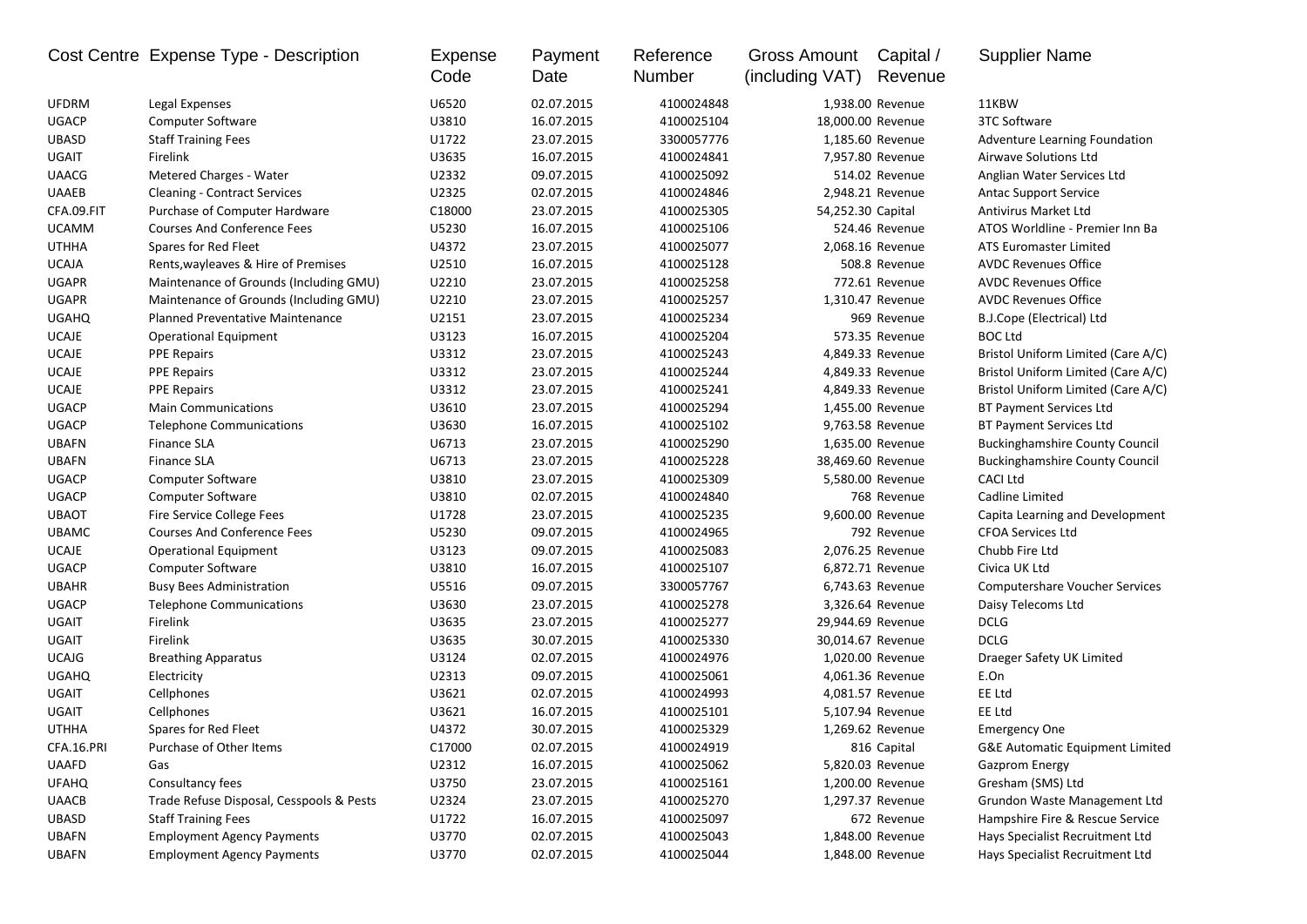| Cost Centre | Expense Type - Description | Expense Code | Payment Date | Reference Number | Gross Amount (including VAT) | Capital / Revenue | Supplier Name |
|---|---|---|---|---|---|---|---|
| UFDRM | Legal Expenses | U6520 | 02.07.2015 | 4100024848 | 1,938.00 | Revenue | 11KBW |
| UGACP | Computer Software | U3810 | 16.07.2015 | 4100025104 | 18,000.00 | Revenue | 3TC Software |
| UBASD | Staff Training Fees | U1722 | 23.07.2015 | 3300057776 | 1,185.60 | Revenue | Adventure Learning Foundation |
| UGAIT | Firelink | U3635 | 16.07.2015 | 4100024841 | 7,957.80 | Revenue | Airwave Solutions Ltd |
| UAACG | Metered Charges - Water | U2332 | 09.07.2015 | 4100025092 | 514.02 | Revenue | Anglian Water Services Ltd |
| UAAEB | Cleaning - Contract Services | U2325 | 02.07.2015 | 4100024846 | 2,948.21 | Revenue | Antac Support Service |
| CFA.09.FIT | Purchase of Computer Hardware | C18000 | 23.07.2015 | 4100025305 | 54,252.30 | Capital | Antivirus Market Ltd |
| UCAMM | Courses And Conference Fees | U5230 | 16.07.2015 | 4100025106 | 524.46 | Revenue | ATOS Worldline - Premier Inn Ba |
| UTHHA | Spares for Red Fleet | U4372 | 23.07.2015 | 4100025077 | 2,068.16 | Revenue | ATS Euromaster Limited |
| UCAJA | Rents,wayleaves & Hire of Premises | U2510 | 16.07.2015 | 4100025128 | 508.8 | Revenue | AVDC Revenues Office |
| UGAPR | Maintenance of Grounds (Including GMU) | U2210 | 23.07.2015 | 4100025258 | 772.61 | Revenue | AVDC Revenues Office |
| UGAPR | Maintenance of Grounds (Including GMU) | U2210 | 23.07.2015 | 4100025257 | 1,310.47 | Revenue | AVDC Revenues Office |
| UGAHQ | Planned Preventative Maintenance | U2151 | 23.07.2015 | 4100025234 | 969 | Revenue | B.J.Cope (Electrical) Ltd |
| UCAJE | Operational Equipment | U3123 | 16.07.2015 | 4100025204 | 573.35 | Revenue | BOC Ltd |
| UCAJE | PPE Repairs | U3312 | 23.07.2015 | 4100025243 | 4,849.33 | Revenue | Bristol Uniform Limited (Care A/C) |
| UCAJE | PPE Repairs | U3312 | 23.07.2015 | 4100025244 | 4,849.33 | Revenue | Bristol Uniform Limited (Care A/C) |
| UCAJE | PPE Repairs | U3312 | 23.07.2015 | 4100025241 | 4,849.33 | Revenue | Bristol Uniform Limited (Care A/C) |
| UGACP | Main Communications | U3610 | 23.07.2015 | 4100025294 | 1,455.00 | Revenue | BT Payment Services Ltd |
| UGACP | Telephone Communications | U3630 | 16.07.2015 | 4100025102 | 9,763.58 | Revenue | BT Payment Services Ltd |
| UBAFN | Finance SLA | U6713 | 23.07.2015 | 4100025290 | 1,635.00 | Revenue | Buckinghamshire County Council |
| UBAFN | Finance SLA | U6713 | 23.07.2015 | 4100025228 | 38,469.60 | Revenue | Buckinghamshire County Council |
| UGACP | Computer Software | U3810 | 23.07.2015 | 4100025309 | 5,580.00 | Revenue | CACI Ltd |
| UGACP | Computer Software | U3810 | 02.07.2015 | 4100024840 | 768 | Revenue | Cadline Limited |
| UBAOT | Fire Service College Fees | U1728 | 23.07.2015 | 4100025235 | 9,600.00 | Revenue | Capita Learning and Development |
| UBAMC | Courses And Conference Fees | U5230 | 09.07.2015 | 4100024965 | 792 | Revenue | CFOA Services Ltd |
| UCAJE | Operational Equipment | U3123 | 09.07.2015 | 4100025083 | 2,076.25 | Revenue | Chubb Fire Ltd |
| UGACP | Computer Software | U3810 | 16.07.2015 | 4100025107 | 6,872.71 | Revenue | Civica UK Ltd |
| UBAHR | Busy Bees Administration | U5516 | 09.07.2015 | 3300057767 | 6,743.63 | Revenue | Computershare Voucher Services |
| UGACP | Telephone Communications | U3630 | 23.07.2015 | 4100025278 | 3,326.64 | Revenue | Daisy Telecoms Ltd |
| UGAIT | Firelink | U3635 | 23.07.2015 | 4100025277 | 29,944.69 | Revenue | DCLG |
| UGAIT | Firelink | U3635 | 30.07.2015 | 4100025330 | 30,014.67 | Revenue | DCLG |
| UCAJG | Breathing Apparatus | U3124 | 02.07.2015 | 4100024976 | 1,020.00 | Revenue | Draeger Safety UK Limited |
| UGAHQ | Electricity | U2313 | 09.07.2015 | 4100025061 | 4,061.36 | Revenue | E.On |
| UGAIT | Cellphones | U3621 | 02.07.2015 | 4100024993 | 4,081.57 | Revenue | EE Ltd |
| UGAIT | Cellphones | U3621 | 16.07.2015 | 4100025101 | 5,107.94 | Revenue | EE Ltd |
| UTHHA | Spares for Red Fleet | U4372 | 30.07.2015 | 4100025329 | 1,269.62 | Revenue | Emergency One |
| CFA.16.PRI | Purchase of Other Items | C17000 | 02.07.2015 | 4100024919 | 816 | Capital | G&E Automatic Equipment Limited |
| UAAFD | Gas | U2312 | 16.07.2015 | 4100025062 | 5,820.03 | Revenue | Gazprom Energy |
| UFAHQ | Consultancy fees | U3750 | 23.07.2015 | 4100025161 | 1,200.00 | Revenue | Gresham (SMS) Ltd |
| UAACB | Trade Refuse Disposal, Cesspools & Pests | U2324 | 23.07.2015 | 4100025270 | 1,297.37 | Revenue | Grundon Waste Management Ltd |
| UBASD | Staff Training Fees | U1722 | 16.07.2015 | 4100025097 | 672 | Revenue | Hampshire Fire & Rescue Service |
| UBAFN | Employment Agency Payments | U3770 | 02.07.2015 | 4100025043 | 1,848.00 | Revenue | Hays Specialist Recruitment Ltd |
| UBAFN | Employment Agency Payments | U3770 | 02.07.2015 | 4100025044 | 1,848.00 | Revenue | Hays Specialist Recruitment Ltd |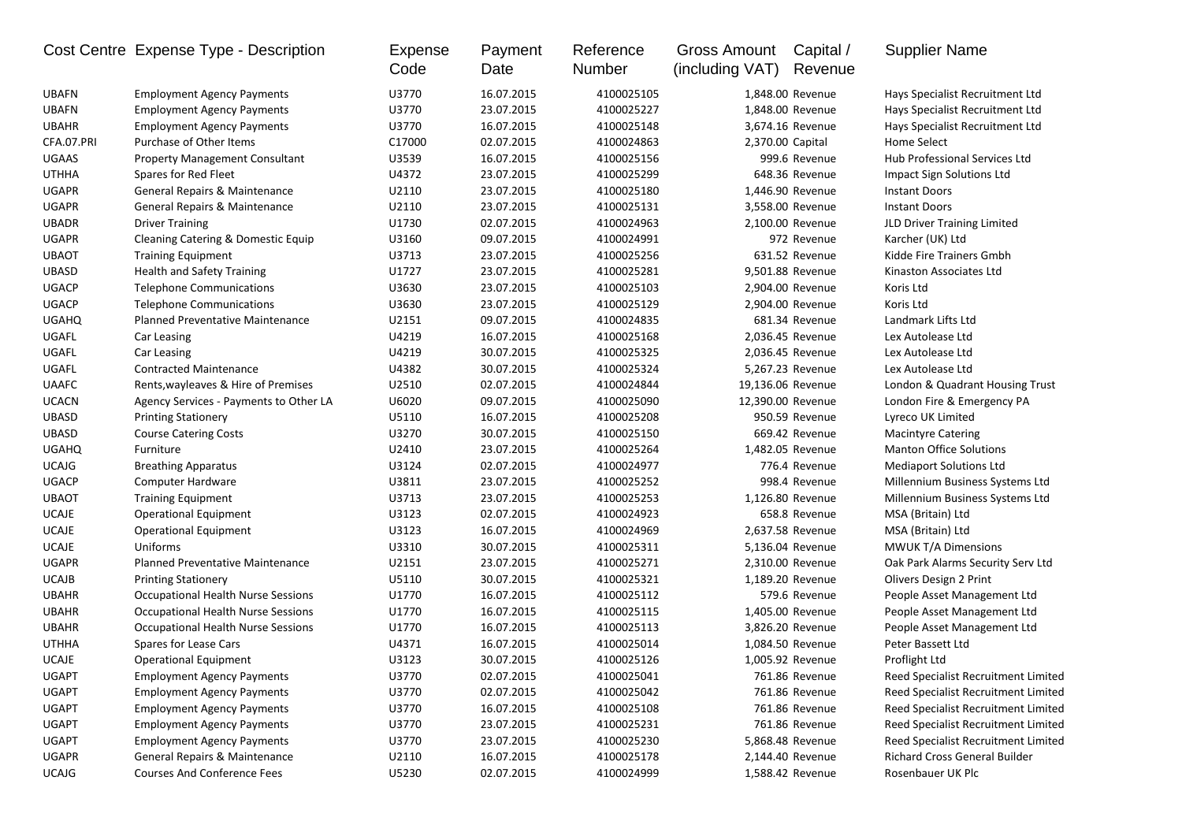| Cost Centre | Expense Type - Description | Expense Code | Payment Date | Reference Number | Gross Amount (including VAT) | Capital / Revenue | Supplier Name |
|---|---|---|---|---|---|---|---|
| UBAFN | Employment Agency Payments | U3770 | 16.07.2015 | 4100025105 | 1,848.00 | Revenue | Hays Specialist Recruitment Ltd |
| UBAFN | Employment Agency Payments | U3770 | 23.07.2015 | 4100025227 | 1,848.00 | Revenue | Hays Specialist Recruitment Ltd |
| UBAHR | Employment Agency Payments | U3770 | 16.07.2015 | 4100025148 | 3,674.16 | Revenue | Hays Specialist Recruitment Ltd |
| CFA.07.PRI | Purchase of Other Items | C17000 | 02.07.2015 | 4100024863 | 2,370.00 | Capital | Home Select |
| UGAAS | Property Management Consultant | U3539 | 16.07.2015 | 4100025156 | 999.6 | Revenue | Hub Professional Services Ltd |
| UTHHA | Spares for Red Fleet | U4372 | 23.07.2015 | 4100025299 | 648.36 | Revenue | Impact Sign Solutions Ltd |
| UGAPR | General Repairs & Maintenance | U2110 | 23.07.2015 | 4100025180 | 1,446.90 | Revenue | Instant Doors |
| UGAPR | General Repairs & Maintenance | U2110 | 23.07.2015 | 4100025131 | 3,558.00 | Revenue | Instant Doors |
| UBADR | Driver Training | U1730 | 02.07.2015 | 4100024963 | 2,100.00 | Revenue | JLD Driver Training Limited |
| UGAPR | Cleaning Catering & Domestic Equip | U3160 | 09.07.2015 | 4100024991 | 972 | Revenue | Karcher (UK) Ltd |
| UBAOT | Training Equipment | U3713 | 23.07.2015 | 4100025256 | 631.52 | Revenue | Kidde Fire Trainers Gmbh |
| UBASD | Health and Safety Training | U1727 | 23.07.2015 | 4100025281 | 9,501.88 | Revenue | Kinaston Associates Ltd |
| UGACP | Telephone Communications | U3630 | 23.07.2015 | 4100025103 | 2,904.00 | Revenue | Koris Ltd |
| UGACP | Telephone Communications | U3630 | 23.07.2015 | 4100025129 | 2,904.00 | Revenue | Koris Ltd |
| UGAHQ | Planned Preventative Maintenance | U2151 | 09.07.2015 | 4100024835 | 681.34 | Revenue | Landmark Lifts Ltd |
| UGAFL | Car Leasing | U4219 | 16.07.2015 | 4100025168 | 2,036.45 | Revenue | Lex Autolease Ltd |
| UGAFL | Car Leasing | U4219 | 30.07.2015 | 4100025325 | 2,036.45 | Revenue | Lex Autolease Ltd |
| UGAFL | Contracted Maintenance | U4382 | 30.07.2015 | 4100025324 | 5,267.23 | Revenue | Lex Autolease Ltd |
| UAAFC | Rents,wayleaves & Hire of Premises | U2510 | 02.07.2015 | 4100024844 | 19,136.06 | Revenue | London & Quadrant Housing Trust |
| UCACN | Agency Services - Payments to Other LA | U6020 | 09.07.2015 | 4100025090 | 12,390.00 | Revenue | London Fire & Emergency PA |
| UBASD | Printing Stationery | U5110 | 16.07.2015 | 4100025208 | 950.59 | Revenue | Lyreco UK Limited |
| UBASD | Course Catering Costs | U3270 | 30.07.2015 | 4100025150 | 669.42 | Revenue | Macintyre Catering |
| UGAHQ | Furniture | U2410 | 23.07.2015 | 4100025264 | 1,482.05 | Revenue | Manton Office Solutions |
| UCAJG | Breathing Apparatus | U3124 | 02.07.2015 | 4100024977 | 776.4 | Revenue | Mediaport Solutions Ltd |
| UGACP | Computer Hardware | U3811 | 23.07.2015 | 4100025252 | 998.4 | Revenue | Millennium Business Systems Ltd |
| UBAOT | Training Equipment | U3713 | 23.07.2015 | 4100025253 | 1,126.80 | Revenue | Millennium Business Systems Ltd |
| UCAJE | Operational Equipment | U3123 | 02.07.2015 | 4100024923 | 658.8 | Revenue | MSA (Britain) Ltd |
| UCAJE | Operational Equipment | U3123 | 16.07.2015 | 4100024969 | 2,637.58 | Revenue | MSA (Britain) Ltd |
| UCAJE | Uniforms | U3310 | 30.07.2015 | 4100025311 | 5,136.04 | Revenue | MWUK T/A Dimensions |
| UGAPR | Planned Preventative Maintenance | U2151 | 23.07.2015 | 4100025271 | 2,310.00 | Revenue | Oak Park Alarms Security Serv Ltd |
| UCAJB | Printing Stationery | U5110 | 30.07.2015 | 4100025321 | 1,189.20 | Revenue | Olivers Design 2 Print |
| UBAHR | Occupational Health Nurse Sessions | U1770 | 16.07.2015 | 4100025112 | 579.6 | Revenue | People Asset Management Ltd |
| UBAHR | Occupational Health Nurse Sessions | U1770 | 16.07.2015 | 4100025115 | 1,405.00 | Revenue | People Asset Management Ltd |
| UBAHR | Occupational Health Nurse Sessions | U1770 | 16.07.2015 | 4100025113 | 3,826.20 | Revenue | People Asset Management Ltd |
| UTHHA | Spares for Lease Cars | U4371 | 16.07.2015 | 4100025014 | 1,084.50 | Revenue | Peter Bassett Ltd |
| UCAJE | Operational Equipment | U3123 | 30.07.2015 | 4100025126 | 1,005.92 | Revenue | Proflight Ltd |
| UGAPT | Employment Agency Payments | U3770 | 02.07.2015 | 4100025041 | 761.86 | Revenue | Reed Specialist Recruitment Limited |
| UGAPT | Employment Agency Payments | U3770 | 02.07.2015 | 4100025042 | 761.86 | Revenue | Reed Specialist Recruitment Limited |
| UGAPT | Employment Agency Payments | U3770 | 16.07.2015 | 4100025108 | 761.86 | Revenue | Reed Specialist Recruitment Limited |
| UGAPT | Employment Agency Payments | U3770 | 23.07.2015 | 4100025231 | 761.86 | Revenue | Reed Specialist Recruitment Limited |
| UGAPT | Employment Agency Payments | U3770 | 23.07.2015 | 4100025230 | 5,868.48 | Revenue | Reed Specialist Recruitment Limited |
| UGAPR | General Repairs & Maintenance | U2110 | 16.07.2015 | 4100025178 | 2,144.40 | Revenue | Richard Cross General Builder |
| UCAJG | Courses And Conference Fees | U5230 | 02.07.2015 | 4100024999 | 1,588.42 | Revenue | Rosenbauer UK Plc |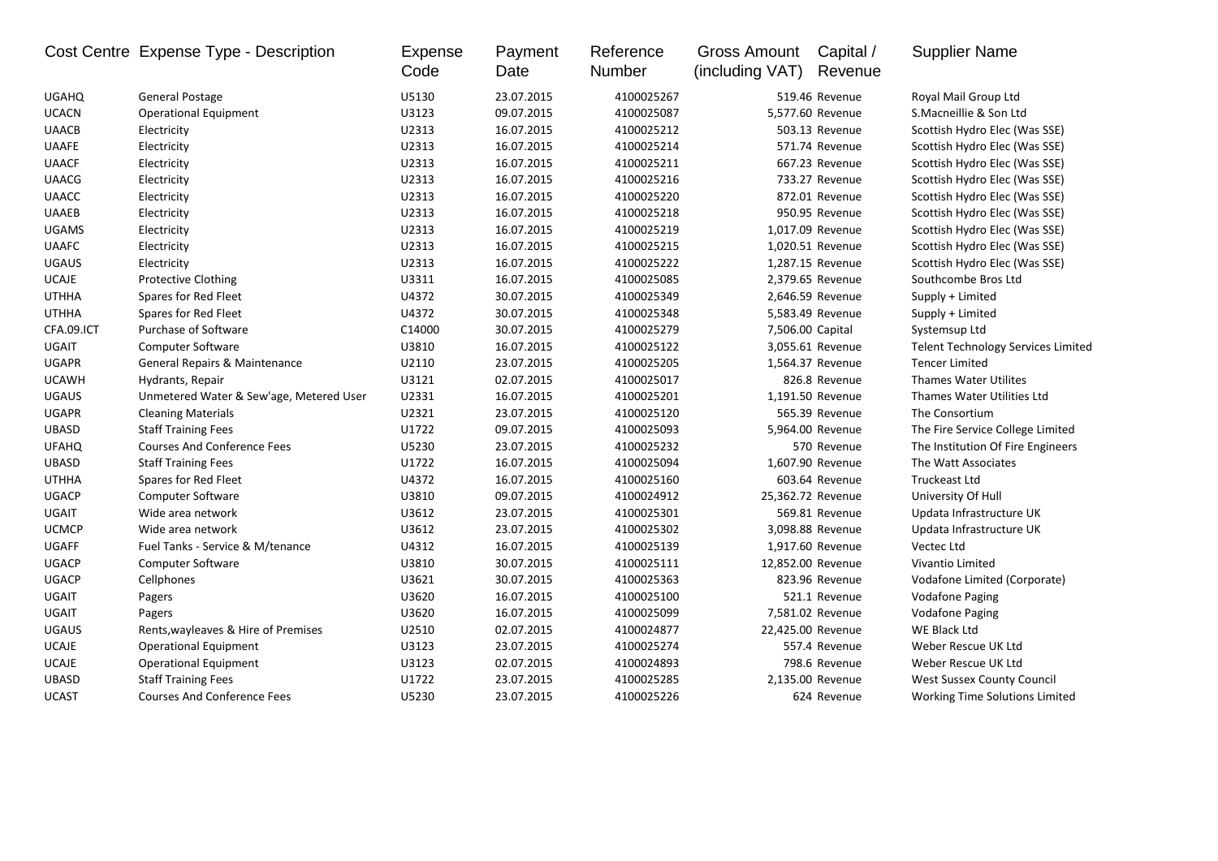| Cost Centre | Expense Type - Description | Expense Code | Payment Date | Reference Number | Gross Amount (including VAT) | Capital / Revenue | Supplier Name |
|---|---|---|---|---|---|---|---|
| UGAHQ | General Postage | U5130 | 23.07.2015 | 4100025267 | 519.46 | Revenue | Royal Mail Group Ltd |
| UCACN | Operational Equipment | U3123 | 09.07.2015 | 4100025087 | 5,577.60 | Revenue | S.Macneillie & Son Ltd |
| UAACB | Electricity | U2313 | 16.07.2015 | 4100025212 | 503.13 | Revenue | Scottish Hydro Elec (Was SSE) |
| UAAFE | Electricity | U2313 | 16.07.2015 | 4100025214 | 571.74 | Revenue | Scottish Hydro Elec (Was SSE) |
| UAACF | Electricity | U2313 | 16.07.2015 | 4100025211 | 667.23 | Revenue | Scottish Hydro Elec (Was SSE) |
| UAACG | Electricity | U2313 | 16.07.2015 | 4100025216 | 733.27 | Revenue | Scottish Hydro Elec (Was SSE) |
| UAACC | Electricity | U2313 | 16.07.2015 | 4100025220 | 872.01 | Revenue | Scottish Hydro Elec (Was SSE) |
| UAAEB | Electricity | U2313 | 16.07.2015 | 4100025218 | 950.95 | Revenue | Scottish Hydro Elec (Was SSE) |
| UGAMS | Electricity | U2313 | 16.07.2015 | 4100025219 | 1,017.09 | Revenue | Scottish Hydro Elec (Was SSE) |
| UAAFC | Electricity | U2313 | 16.07.2015 | 4100025215 | 1,020.51 | Revenue | Scottish Hydro Elec (Was SSE) |
| UGAUS | Electricity | U2313 | 16.07.2015 | 4100025222 | 1,287.15 | Revenue | Scottish Hydro Elec (Was SSE) |
| UCAJE | Protective Clothing | U3311 | 16.07.2015 | 4100025085 | 2,379.65 | Revenue | Southcombe Bros Ltd |
| UTHHA | Spares for Red Fleet | U4372 | 30.07.2015 | 4100025349 | 2,646.59 | Revenue | Supply + Limited |
| UTHHA | Spares for Red Fleet | U4372 | 30.07.2015 | 4100025348 | 5,583.49 | Revenue | Supply + Limited |
| CFA.09.ICT | Purchase of Software | C14000 | 30.07.2015 | 4100025279 | 7,506.00 | Capital | Systemsup Ltd |
| UGAIT | Computer Software | U3810 | 16.07.2015 | 4100025122 | 3,055.61 | Revenue | Telent Technology Services Limited |
| UGAPR | General Repairs & Maintenance | U2110 | 23.07.2015 | 4100025205 | 1,564.37 | Revenue | Tencer Limited |
| UCAWH | Hydrants, Repair | U3121 | 02.07.2015 | 4100025017 | 826.8 | Revenue | Thames Water Utilites |
| UGAUS | Unmetered Water & Sew'age, Metered User | U2331 | 16.07.2015 | 4100025201 | 1,191.50 | Revenue | Thames Water Utilities Ltd |
| UGAPR | Cleaning Materials | U2321 | 23.07.2015 | 4100025120 | 565.39 | Revenue | The Consortium |
| UBASD | Staff Training Fees | U1722 | 09.07.2015 | 4100025093 | 5,964.00 | Revenue | The Fire Service College Limited |
| UFAHQ | Courses And Conference Fees | U5230 | 23.07.2015 | 4100025232 | 570 | Revenue | The Institution Of Fire Engineers |
| UBASD | Staff Training Fees | U1722 | 16.07.2015 | 4100025094 | 1,607.90 | Revenue | The Watt Associates |
| UTHHA | Spares for Red Fleet | U4372 | 16.07.2015 | 4100025160 | 603.64 | Revenue | Truckeast Ltd |
| UGACP | Computer Software | U3810 | 09.07.2015 | 4100024912 | 25,362.72 | Revenue | University Of Hull |
| UGAIT | Wide area network | U3612 | 23.07.2015 | 4100025301 | 569.81 | Revenue | Updata Infrastructure UK |
| UCMCP | Wide area network | U3612 | 23.07.2015 | 4100025302 | 3,098.88 | Revenue | Updata Infrastructure UK |
| UGAFF | Fuel Tanks - Service & M/tenance | U4312 | 16.07.2015 | 4100025139 | 1,917.60 | Revenue | Vectec Ltd |
| UGACP | Computer Software | U3810 | 30.07.2015 | 4100025111 | 12,852.00 | Revenue | Vivantio Limited |
| UGACP | Cellphones | U3621 | 30.07.2015 | 4100025363 | 823.96 | Revenue | Vodafone Limited (Corporate) |
| UGAIT | Pagers | U3620 | 16.07.2015 | 4100025100 | 521.1 | Revenue | Vodafone Paging |
| UGAIT | Pagers | U3620 | 16.07.2015 | 4100025099 | 7,581.02 | Revenue | Vodafone Paging |
| UGAUS | Rents,wayleaves & Hire of Premises | U2510 | 02.07.2015 | 4100024877 | 22,425.00 | Revenue | WE Black Ltd |
| UCAJE | Operational Equipment | U3123 | 23.07.2015 | 4100025274 | 557.4 | Revenue | Weber Rescue UK Ltd |
| UCAJE | Operational Equipment | U3123 | 02.07.2015 | 4100024893 | 798.6 | Revenue | Weber Rescue UK Ltd |
| UBASD | Staff Training Fees | U1722 | 23.07.2015 | 4100025285 | 2,135.00 | Revenue | West Sussex County Council |
| UCAST | Courses And Conference Fees | U5230 | 23.07.2015 | 4100025226 | 624 | Revenue | Working Time Solutions Limited |